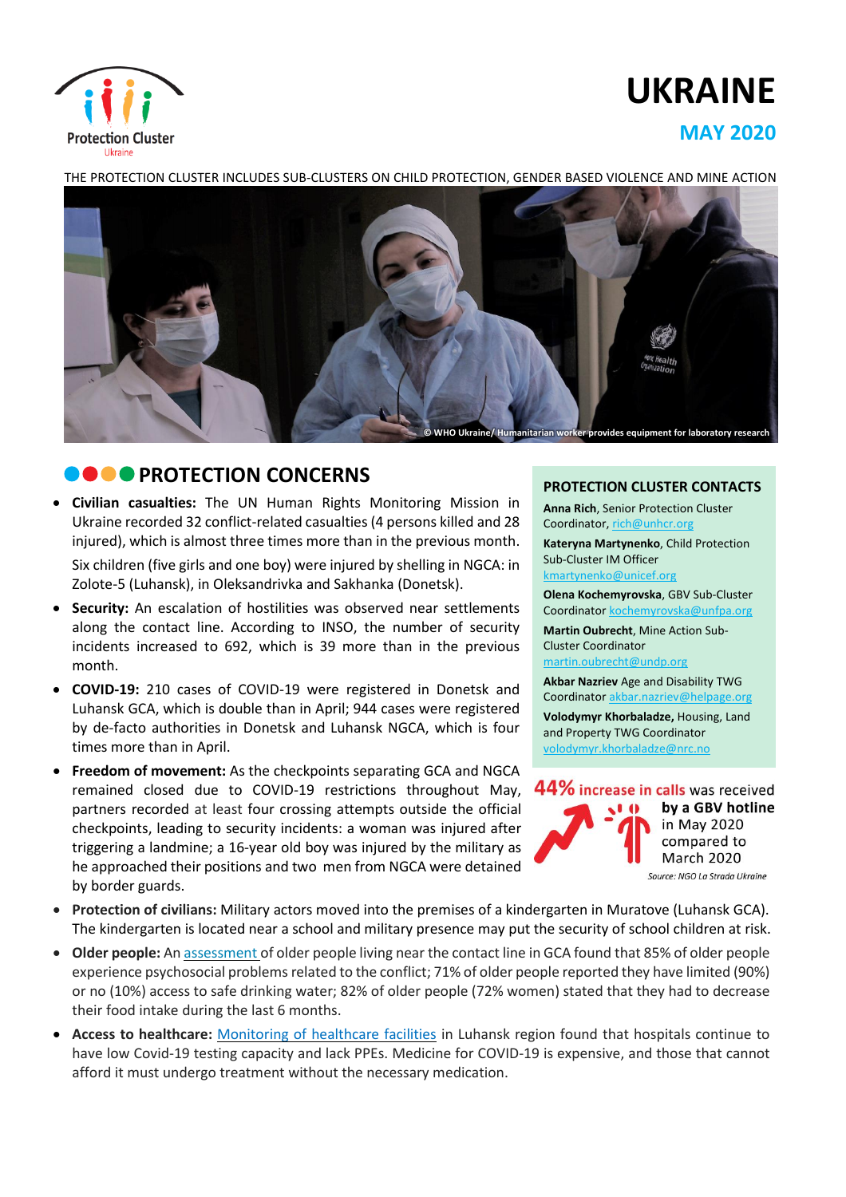Protection Cluster
Ukraine

# UKRAINE

## MAY 2020

THE PROTECTION CLUSTER INCLUDES SUB-CLUSTERS ON CHILD PROTECTION, GENDER BASED VIOLENCE AND MINE ACTION

© WHO Ukraine/ Humanitarian worker provides equipment for laboratory research

## PROTECTION CONCERNS

- **Civilian casualties:** The UN Human Rights Monitoring Mission in Ukraine recorded 32 conflict-related casualties (4 persons killed and 28 injured), which is almost three times more than in the previous month.

  Six children (five girls and one boy) were injured by shelling in NGCA: in Zolote-5 (Luhansk), in Oleksandrivka and Sakhanka (Donetsk).
- **Security:** An escalation of hostilities was observed near settlements along the contact line. According to INSO, the number of security incidents increased to 692, which is 39 more than in the previous month.
- **COVID-19:** 210 cases of COVID-19 were registered in Donetsk and Luhansk GCA, which is double than in April; 944 cases were registered by de-facto authorities in Donetsk and Luhansk NGCA, which is four times more than in April.
- **Freedom of movement:** As the checkpoints separating GCA and NGCA remained closed due to COVID-19 restrictions throughout May, partners recorded at least four crossing attempts outside the official checkpoints, leading to security incidents: a woman was injured after triggering a landmine; a 16-year old boy was injured by the military as he approached their positions and two men from NGCA were detained by border guards.
- **Protection of civilians:** Military actors moved into the premises of a kindergarten in Muratove (Luhansk GCA). The kindergarten is located near a school and military presence may put the security of school children at risk.
- **Older people:** An assessment of older people living near the contact line in GCA found that 85% of older people experience psychosocial problems related to the conflict; 71% of older people reported they have limited (90%) or no (10%) access to safe drinking water; 82% of older people (72% women) stated that they had to decrease their food intake during the last 6 months.
- **Access to healthcare:** Monitoring of healthcare facilities in Luhansk region found that hospitals continue to have low Covid-19 testing capacity and lack PPEs. Medicine for COVID-19 is expensive, and those that cannot afford it must undergo treatment without the necessary medication.

### PROTECTION CLUSTER CONTACTS

**Anna Rich**, Senior Protection Cluster Coordinator, rich@unhcr.org

**Kateryna Martynenko**, Child Protection Sub-Cluster IM Officer kmartynenko@unicef.org

**Olena Kochemyrovska**, GBV Sub-Cluster Coordinator kochemyrovska@unfpa.org

**Martin Oubrecht**, Mine Action Sub-Cluster Coordinator martin.oubrecht@undp.org

**Akbar Nazriev** Age and Disability TWG Coordinator akbar.nazriev@helpage.org

**Volodymyr Khorbaladze,** Housing, Land and Property TWG Coordinator volodymyr.khorbaladze@nrc.no

**44% increase in calls** was received **by a GBV hotline** in May 2020 compared to March 2020

*Source: NGO La Strada Ukraine*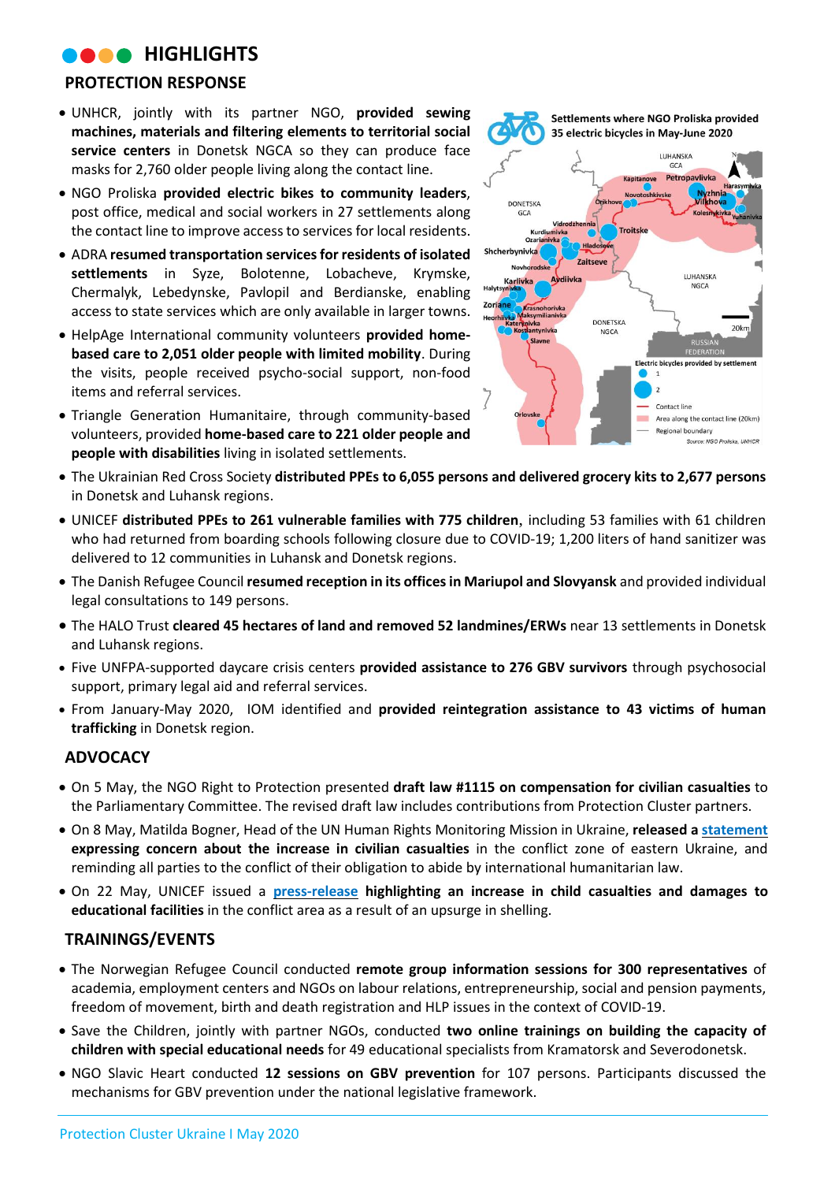## HIGHLIGHTS

### PROTECTION RESPONSE

- UNHCR, jointly with its partner NGO, **provided sewing machines, materials and filtering elements to territorial social service centers** in Donetsk NGCA so they can produce face masks for 2,760 older people living along the contact line.
- NGO Proliska **provided electric bikes to community leaders**, post office, medical and social workers in 27 settlements along the contact line to improve access to services for local residents.
- ADRA **resumed transportation services for residents of isolated settlements** in Syze, Bolotene, Lobacheve, Krymske, Chermalyk, Lebedynske, Pavlopil and Berdianske, enabling access to state services which are only available in larger towns.
- HelpAge International community volunteers **provided home-based care to 2,051 older people with limited mobility**. During the visits, people received psycho-social support, non-food items and referral services.
- Triangle Generation Humanitaire, through community-based volunteers, provided **home-based care to 221 older people and people with disabilities** living in isolated settlements.

Settlements where NGO Proliska provided 35 electric bicycles in May-June 2020

LUHANSKA GCA
DONETSKA GCA
Kapitanove
Petropavlivka
Harasymivka
Novotoshkivske
Nyzhnia
Vilkhova
Orikhove
Kolesnykivka
Yuhanivka
Vidrodzhennia
Kurdiumivka
Troitske
Ozarianivka
Shcherbynivka
Hladosove
Zaitseve
Novhorodske
Karlivka
Avdiivka
LUHANSKA NGCA
Halytsynivka
Zoriane
Heorhiivka
Krasnohorivka
Maksymilianivka
Katerynivka
Kostiantynivka
DONETSKA NGCA
Slavne
20km
RUSSIAN FEDERATION
Orlovske
Electric bicycles provided by settlement
1
2
Contact line
Area along the contact line (20km)
Regional boundary
Source: NGO Proliska, UNHCR

- The Ukrainian Red Cross Society **distributed PPEs to 6,055 persons and delivered grocery kits to 2,677 persons** in Donetsk and Luhansk regions.
- UNICEF **distributed PPEs to 261 vulnerable families with 775 children**, including 53 families with 61 children who had returned from boarding schools following closure due to COVID-19; 1,200 liters of hand sanitizer was delivered to 12 communities in Luhansk and Donetsk regions.
- The Danish Refugee Council **resumed reception in its offices in Mariupol and Slovyansk** and provided individual legal consultations to 149 persons.
- The HALO Trust **cleared 45 hectares of land and removed 52 landmines/ERWs** near 13 settlements in Donetsk and Luhansk regions.
- Five UNFPA-supported daycare crisis centers **provided assistance to 276 GBV survivors** through psychosocial support, primary legal aid and referral services.
- From January-May 2020, IOM identified and **provided reintegration assistance to 43 victims of human trafficking** in Donetsk region.

### ADVOCACY

- On 5 May, the NGO Right to Protection presented **draft law #1115 on compensation for civilian casualties** to the Parliamentary Committee. The revised draft law includes contributions from Protection Cluster partners.
- On 8 May, Matilda Bogner, Head of the UN Human Rights Monitoring Mission in Ukraine, **released a statement expressing concern about the increase in civilian casualties** in the conflict zone of eastern Ukraine, and reminding all parties to the conflict of their obligation to abide by international humanitarian law.
- On 22 May, UNICEF issued a **press-release highlighting an increase in child casualties and damages to educational facilities** in the conflict area as a result of an upsurge in shelling.

### TRAININGS/EVENTS

- The Norwegian Refugee Council conducted **remote group information sessions for 300 representatives** of academia, employment centers and NGOs on labour relations, entrepreneurship, social and pension payments, freedom of movement, birth and death registration and HLP issues in the context of COVID-19.
- Save the Children, jointly with partner NGOs, conducted **two online trainings on building the capacity of children with special educational needs** for 49 educational specialists from Kramatorsk and Severodonetsk.
- NGO Slavic Heart conducted **12 sessions on GBV prevention** for 107 persons. Participants discussed the mechanisms for GBV prevention under the national legislative framework.